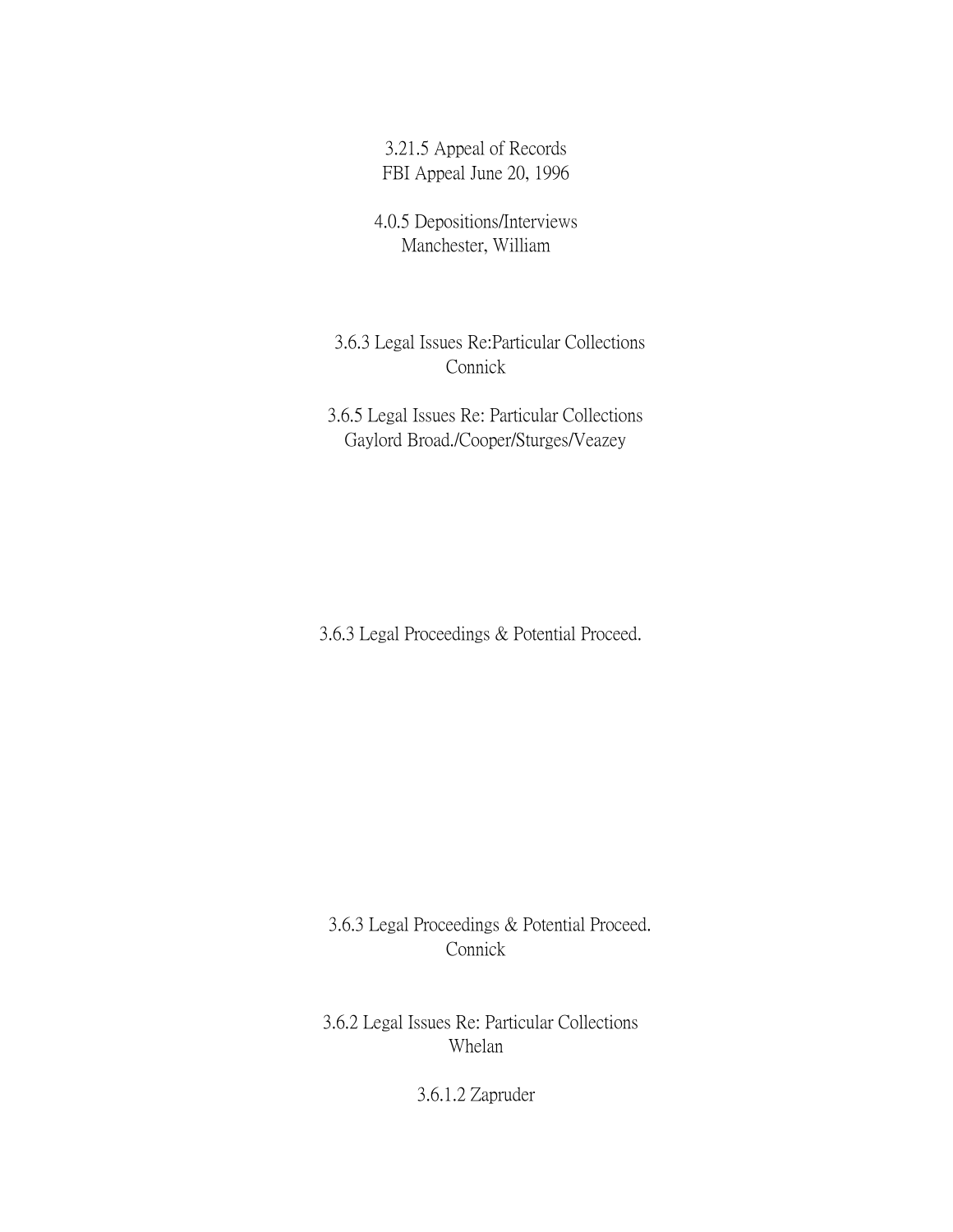3.21.5 Appeal of Records
FBI Appeal June 20, 1996

4.0.5 Depositions/Interviews
Manchester, William

3.6.3 Legal Issues Re:Particular Collections
Connick

3.6.5 Legal Issues Re: Particular Collections
Gaylord Broad./Cooper/Sturges/Veazey

3.6.3 Legal Proceedings & Potential Proceed.

3.6.3 Legal Proceedings & Potential Proceed.
Connick

3.6.2 Legal Issues Re: Particular Collections
Whelan

3.6.1.2 Zapruder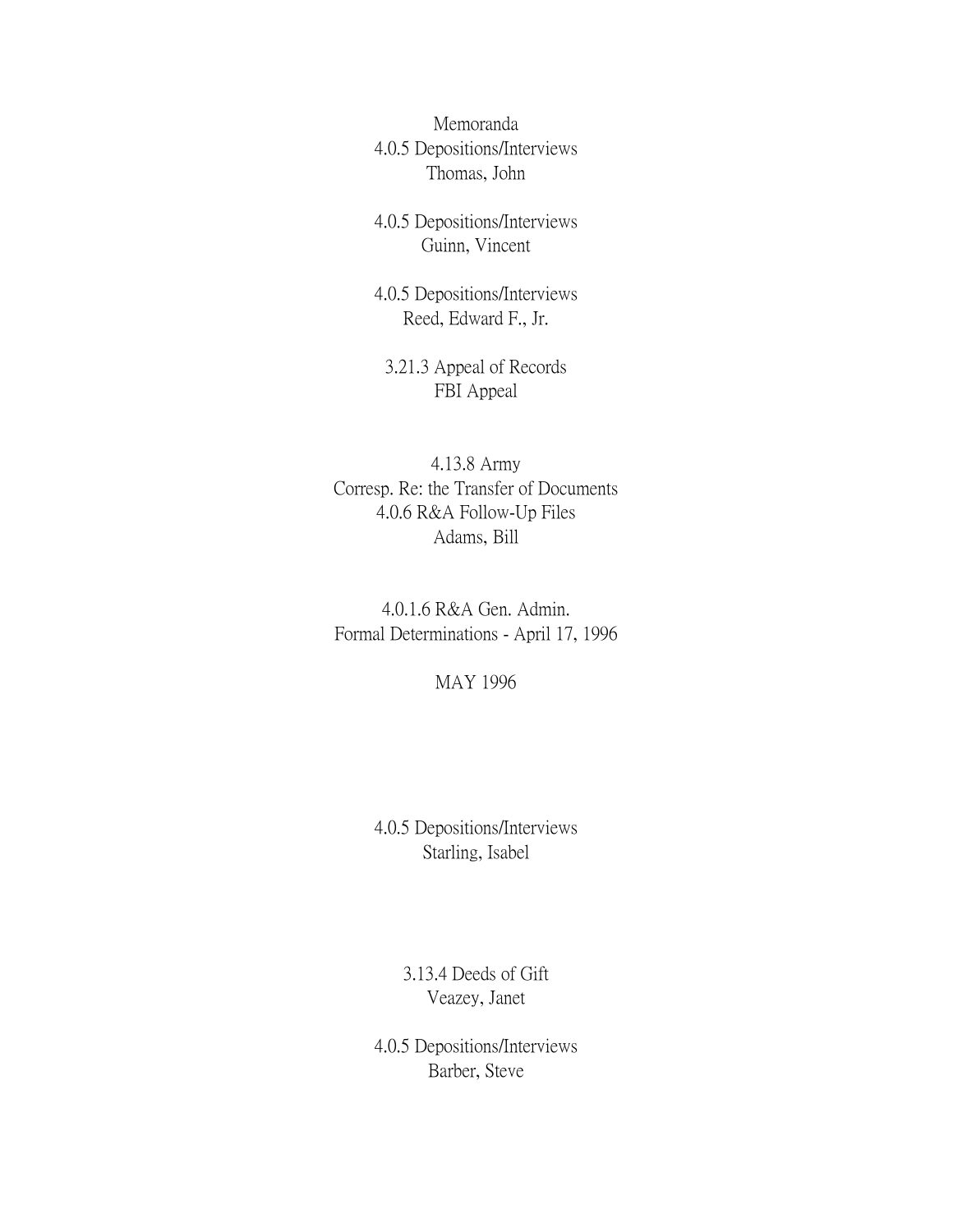Memoranda
4.0.5 Depositions/Interviews
Thomas, John

4.0.5 Depositions/Interviews
Guinn, Vincent

4.0.5 Depositions/Interviews
Reed, Edward F., Jr.

3.21.3 Appeal of Records
FBI Appeal

4.13.8 Army
Corresp. Re: the Transfer of Documents
4.0.6 R&A Follow-Up Files
Adams, Bill

4.0.1.6 R&A Gen. Admin.
Formal Determinations - April 17, 1996

MAY 1996

4.0.5 Depositions/Interviews
Starling, Isabel

3.13.4 Deeds of Gift
Veazey, Janet

4.0.5 Depositions/Interviews
Barber, Steve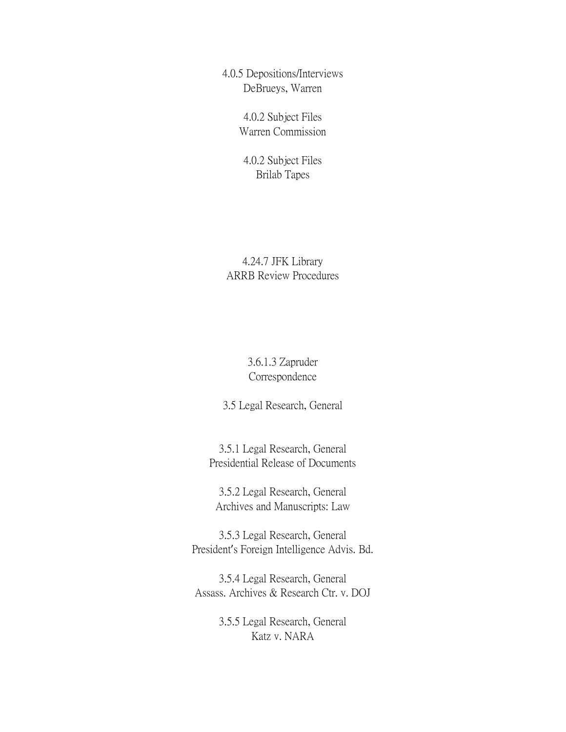4.0.5 Depositions/Interviews
DeBrueys, Warren

4.0.2 Subject Files
Warren Commission

4.0.2 Subject Files
Brilab Tapes

4.24.7 JFK Library
ARRB Review Procedures

3.6.1.3 Zapruder
Correspondence

3.5 Legal Research, General

3.5.1 Legal Research, General
Presidential Release of Documents

3.5.2 Legal Research, General
Archives and Manuscripts: Law

3.5.3 Legal Research, General
President's Foreign Intelligence Advis. Bd.

3.5.4 Legal Research, General
Assass. Archives & Research Ctr. v. DOJ

3.5.5 Legal Research, General
Katz v. NARA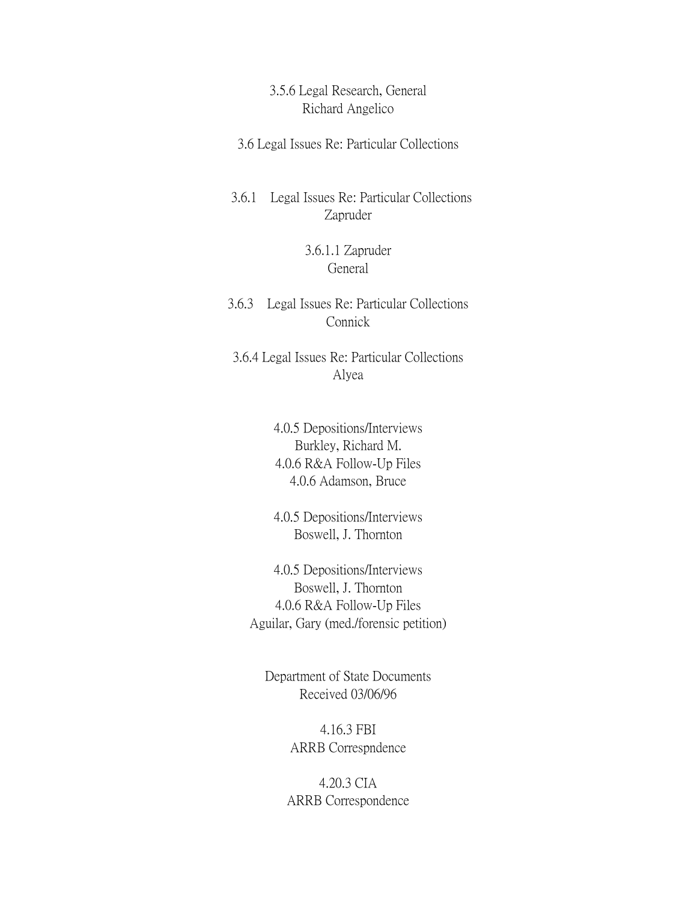3.5.6 Legal Research, General
Richard Angelico

3.6 Legal Issues Re: Particular Collections

3.6.1 Legal Issues Re: Particular Collections
Zapruder

3.6.1.1 Zapruder
General

3.6.3 Legal Issues Re: Particular Collections
Connick

3.6.4 Legal Issues Re: Particular Collections
Alyea

4.0.5 Depositions/Interviews
Burkley, Richard M.
4.0.6 R&A Follow-Up Files
4.0.6 Adamson, Bruce

4.0.5 Depositions/Interviews
Boswell, J. Thornton

4.0.5 Depositions/Interviews
Boswell, J. Thornton
4.0.6 R&A Follow-Up Files
Aguilar, Gary (med./forensic petition)

Department of State Documents
Received 03/06/96

4.16.3 FBI
ARRB Correspndence

4.20.3 CIA
ARRB Correspondence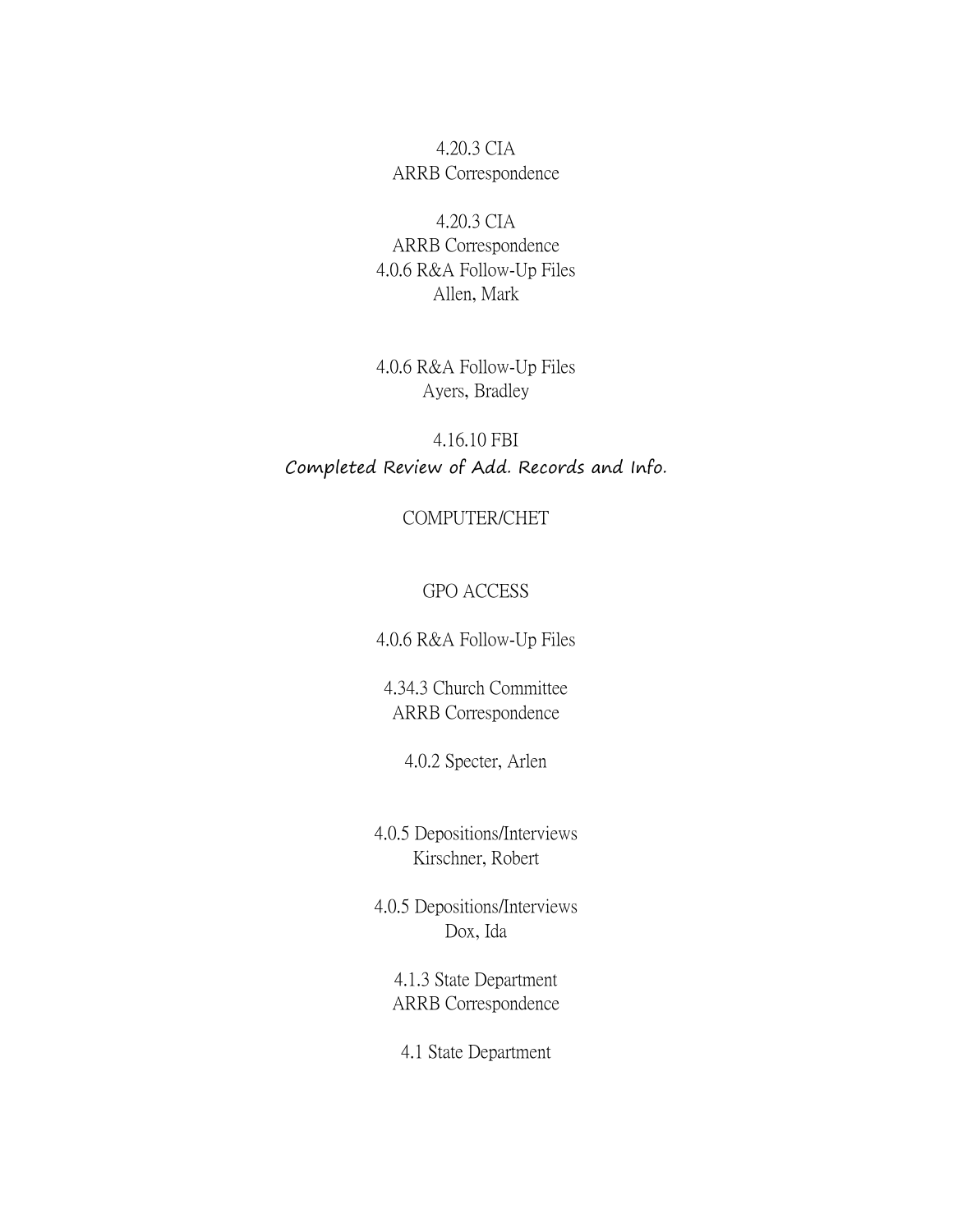4.20.3 CIA
ARRB Correspondence

4.20.3 CIA
ARRB Correspondence
4.0.6 R&A Follow-Up Files
Allen, Mark

4.0.6 R&A Follow-Up Files
Ayers, Bradley

4.16.10 FBI
Completed Review of Add. Records and Info.

COMPUTER/CHET

GPO ACCESS

4.0.6 R&A Follow-Up Files

4.34.3 Church Committee
ARRB Correspondence

4.0.2 Specter, Arlen

4.0.5 Depositions/Interviews
Kirschner, Robert

4.0.5 Depositions/Interviews
Dox, Ida

4.1.3 State Department
ARRB Correspondence

4.1 State Department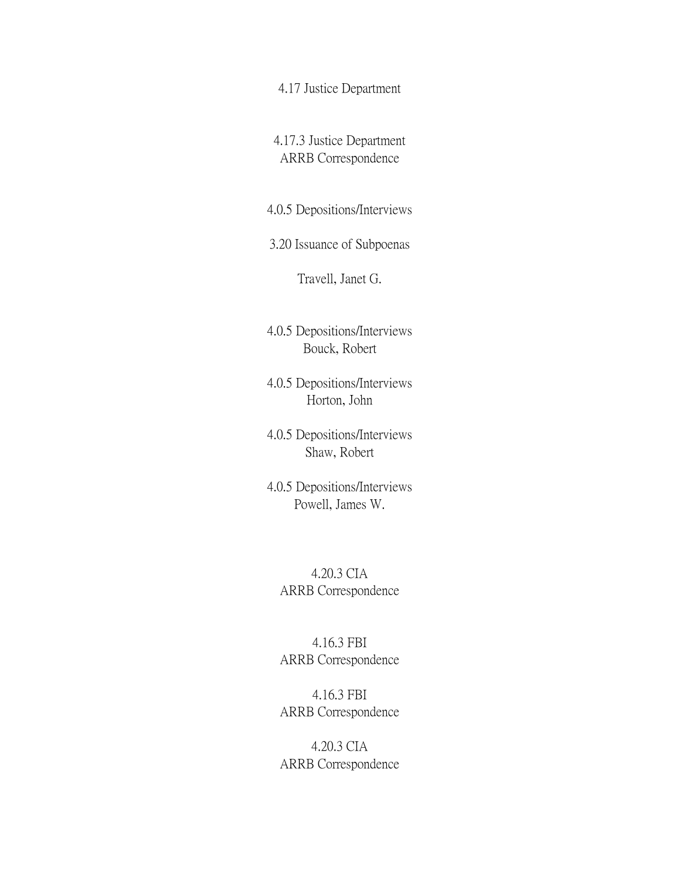4.17 Justice Department

4.17.3 Justice Department
ARRB Correspondence

4.0.5 Depositions/Interviews

3.20 Issuance of Subpoenas

Travell, Janet G.

4.0.5 Depositions/Interviews
Bouck, Robert

4.0.5 Depositions/Interviews
Horton, John

4.0.5 Depositions/Interviews
Shaw, Robert

4.0.5 Depositions/Interviews
Powell, James W.

4.20.3 CIA
ARRB Correspondence

4.16.3 FBI
ARRB Correspondence

4.16.3 FBI
ARRB Correspondence

4.20.3 CIA
ARRB Correspondence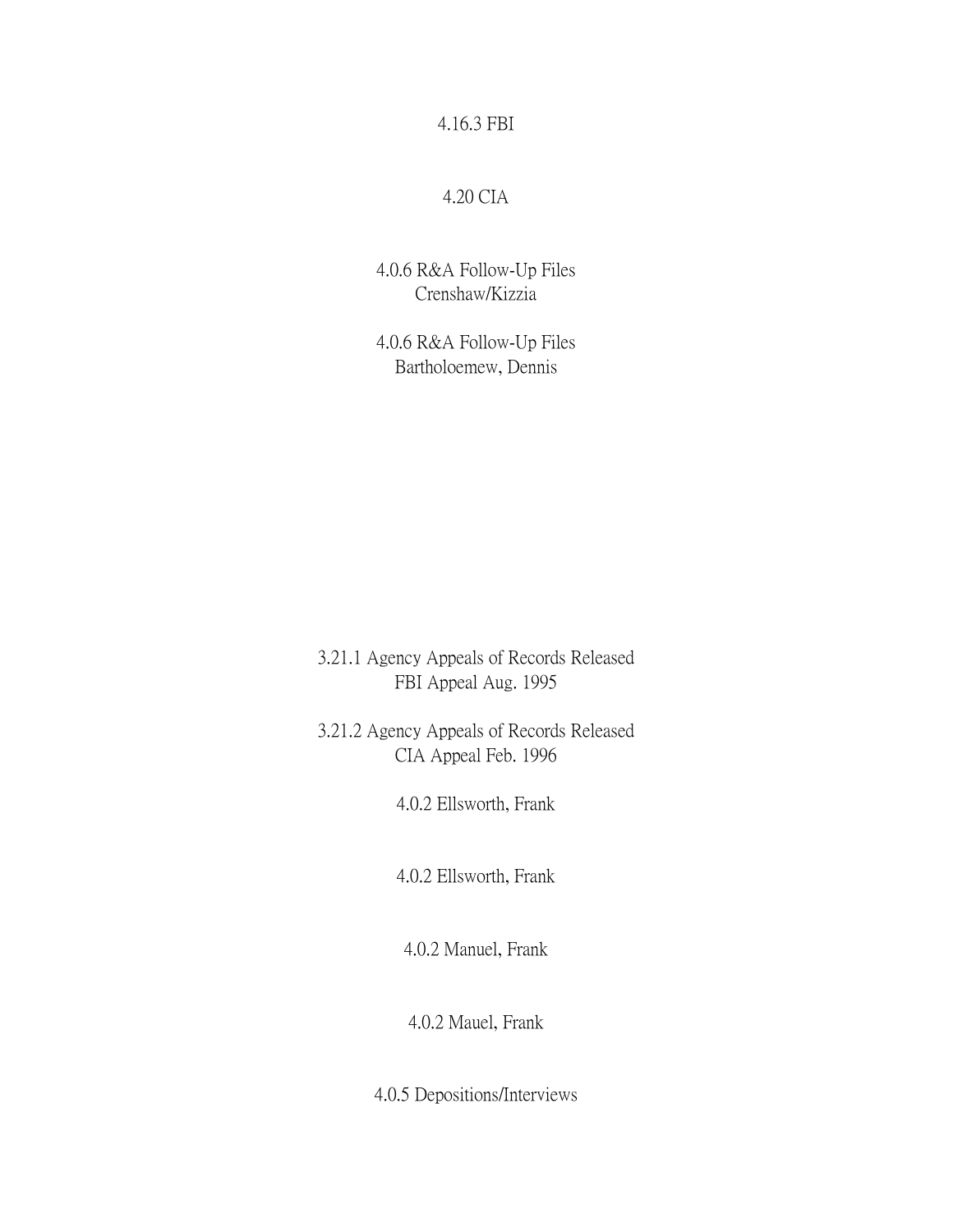4.16.3 FBI

4.20 CIA

4.0.6 R&A Follow-Up Files
Crenshaw/Kizzia

4.0.6 R&A Follow-Up Files
Bartholoemew, Dennis

3.21.1 Agency Appeals of Records Released
FBI Appeal Aug. 1995

3.21.2 Agency Appeals of Records Released
CIA Appeal Feb. 1996

4.0.2 Ellsworth, Frank

4.0.2 Ellsworth, Frank

4.0.2 Manuel, Frank

4.0.2 Mauel, Frank

4.0.5 Depositions/Interviews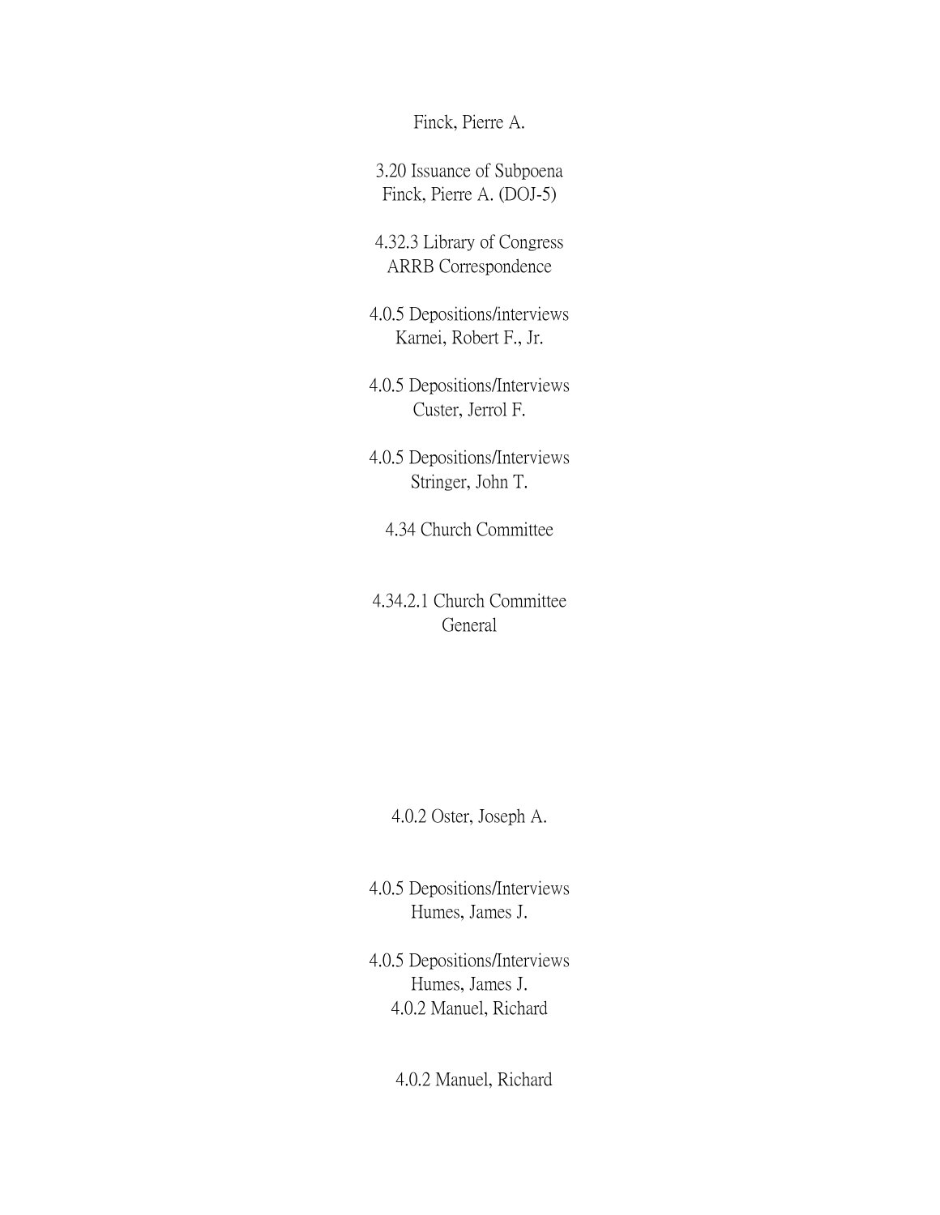Finck, Pierre A.

3.20 Issuance of Subpoena
Finck, Pierre A. (DOJ-5)

4.32.3 Library of Congress
ARRB Correspondence

4.0.5 Depositions/interviews
Karnei, Robert F., Jr.

4.0.5 Depositions/Interviews
Custer, Jerrol F.

4.0.5 Depositions/Interviews
Stringer, John T.

4.34 Church Committee

4.34.2.1 Church Committee
General

4.0.2 Oster, Joseph A.

4.0.5 Depositions/Interviews
Humes, James J.

4.0.5 Depositions/Interviews
Humes, James J.
4.0.2 Manuel, Richard

4.0.2 Manuel, Richard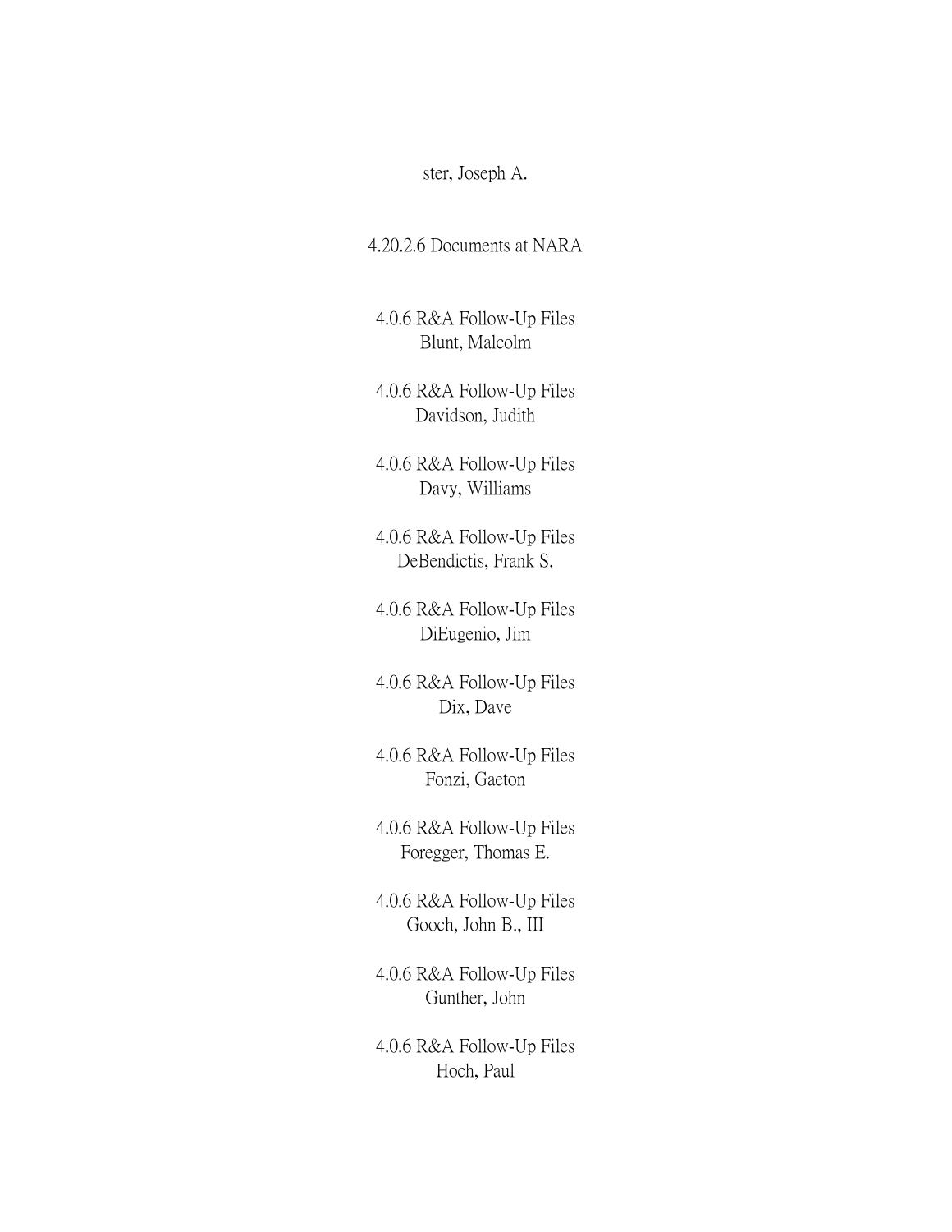ster, Joseph A.

4.20.2.6 Documents at NARA

4.0.6 R&A Follow-Up Files
Blunt, Malcolm

4.0.6 R&A Follow-Up Files
Davidson, Judith

4.0.6 R&A Follow-Up Files
Davy, Williams

4.0.6 R&A Follow-Up Files
DeBendictis, Frank S.

4.0.6 R&A Follow-Up Files
DiEugenio, Jim

4.0.6 R&A Follow-Up Files
Dix, Dave

4.0.6 R&A Follow-Up Files
Fonzi, Gaeton

4.0.6 R&A Follow-Up Files
Foregger, Thomas E.

4.0.6 R&A Follow-Up Files
Gooch, John B., III

4.0.6 R&A Follow-Up Files
Gunther, John

4.0.6 R&A Follow-Up Files
Hoch, Paul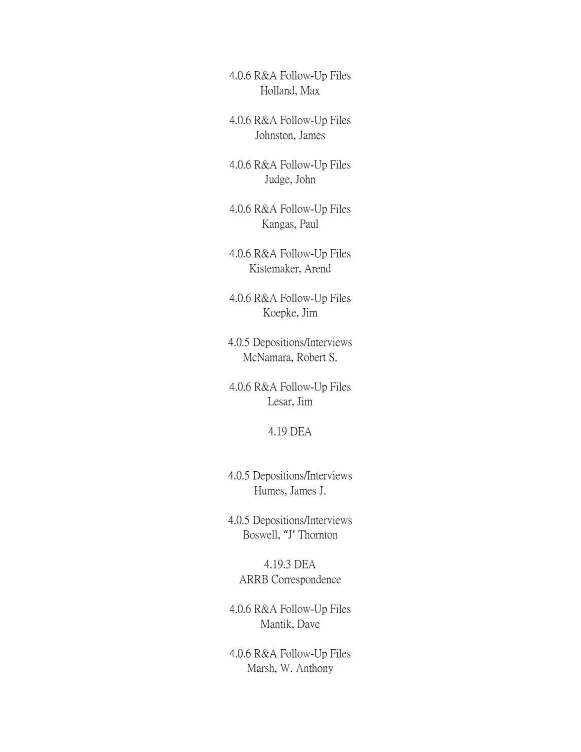4.0.6 R&A Follow-Up Files
Holland, Max

4.0.6 R&A Follow-Up Files
Johnston, James

4.0.6 R&A Follow-Up Files
Judge, John

4.0.6 R&A Follow-Up Files
Kangas, Paul

4.0.6 R&A Follow-Up Files
Kistemaker, Arend

4.0.6 R&A Follow-Up Files
Koepke, Jim

4.0.5 Depositions/Interviews
McNamara, Robert S.

4.0.6 R&A Follow-Up Files
Lesar, Jim

4.19 DEA

4.0.5 Depositions/Interviews
Humes, James J.

4.0.5 Depositions/Interviews
Boswell, "J" Thornton

4.19.3 DEA
ARRB Correspondence

4.0.6 R&A Follow-Up Files
Mantik, Dave

4.0.6 R&A Follow-Up Files
Marsh, W. Anthony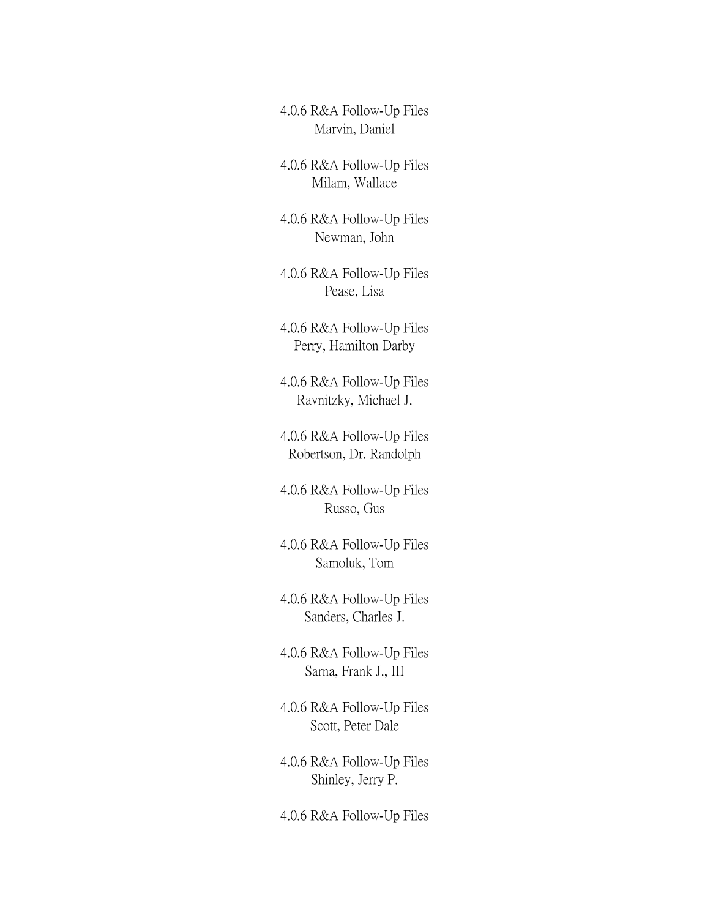4.0.6 R&A Follow-Up Files
Marvin, Daniel

4.0.6 R&A Follow-Up Files
Milam, Wallace

4.0.6 R&A Follow-Up Files
Newman, John

4.0.6 R&A Follow-Up Files
Pease, Lisa

4.0.6 R&A Follow-Up Files
Perry, Hamilton Darby

4.0.6 R&A Follow-Up Files
Ravnitzky, Michael J.

4.0.6 R&A Follow-Up Files
Robertson, Dr. Randolph

4.0.6 R&A Follow-Up Files
Russo, Gus

4.0.6 R&A Follow-Up Files
Samoluk, Tom

4.0.6 R&A Follow-Up Files
Sanders, Charles J.

4.0.6 R&A Follow-Up Files
Sarna, Frank J., III

4.0.6 R&A Follow-Up Files
Scott, Peter Dale

4.0.6 R&A Follow-Up Files
Shinley, Jerry P.

4.0.6 R&A Follow-Up Files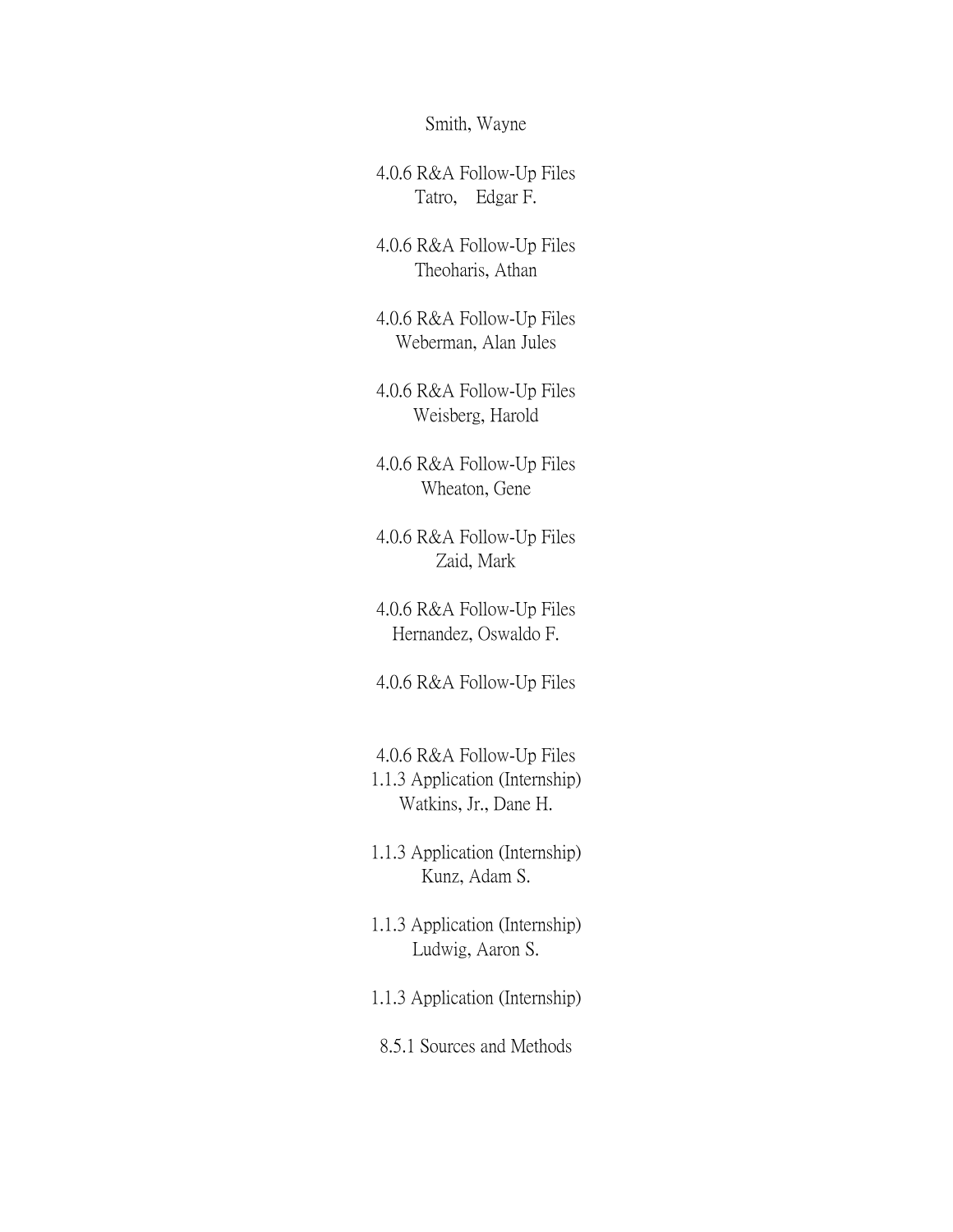Smith, Wayne

4.0.6 R&A Follow-Up Files
Tatro, Edgar F.

4.0.6 R&A Follow-Up Files
Theoharis, Athan

4.0.6 R&A Follow-Up Files
Weberman, Alan Jules

4.0.6 R&A Follow-Up Files
Weisberg, Harold

4.0.6 R&A Follow-Up Files
Wheaton, Gene

4.0.6 R&A Follow-Up Files
Zaid, Mark

4.0.6 R&A Follow-Up Files
Hernandez, Oswaldo F.

4.0.6 R&A Follow-Up Files

4.0.6 R&A Follow-Up Files
1.1.3 Application (Internship)
Watkins, Jr., Dane H.

1.1.3 Application (Internship)
Kunz, Adam S.

1.1.3 Application (Internship)
Ludwig, Aaron S.

1.1.3 Application (Internship)

8.5.1 Sources and Methods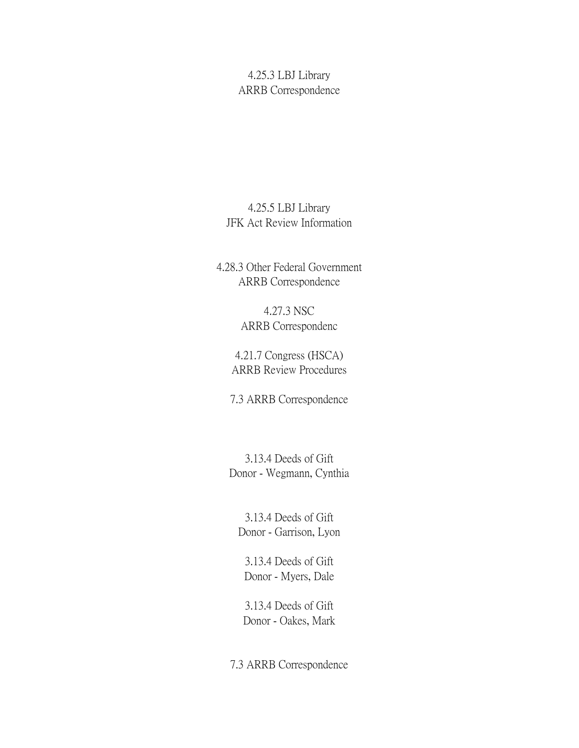4.25.3 LBJ Library
ARRB Correspondence

4.25.5 LBJ Library
JFK Act Review Information

4.28.3 Other Federal Government
ARRB Correspondence

4.27.3 NSC
ARRB Correspondenc

4.21.7 Congress (HSCA)
ARRB Review Procedures

7.3 ARRB Correspondence

3.13.4 Deeds of Gift
Donor - Wegmann, Cynthia

3.13.4 Deeds of Gift
Donor - Garrison, Lyon

3.13.4 Deeds of Gift
Donor - Myers, Dale

3.13.4 Deeds of Gift
Donor - Oakes, Mark

7.3 ARRB Correspondence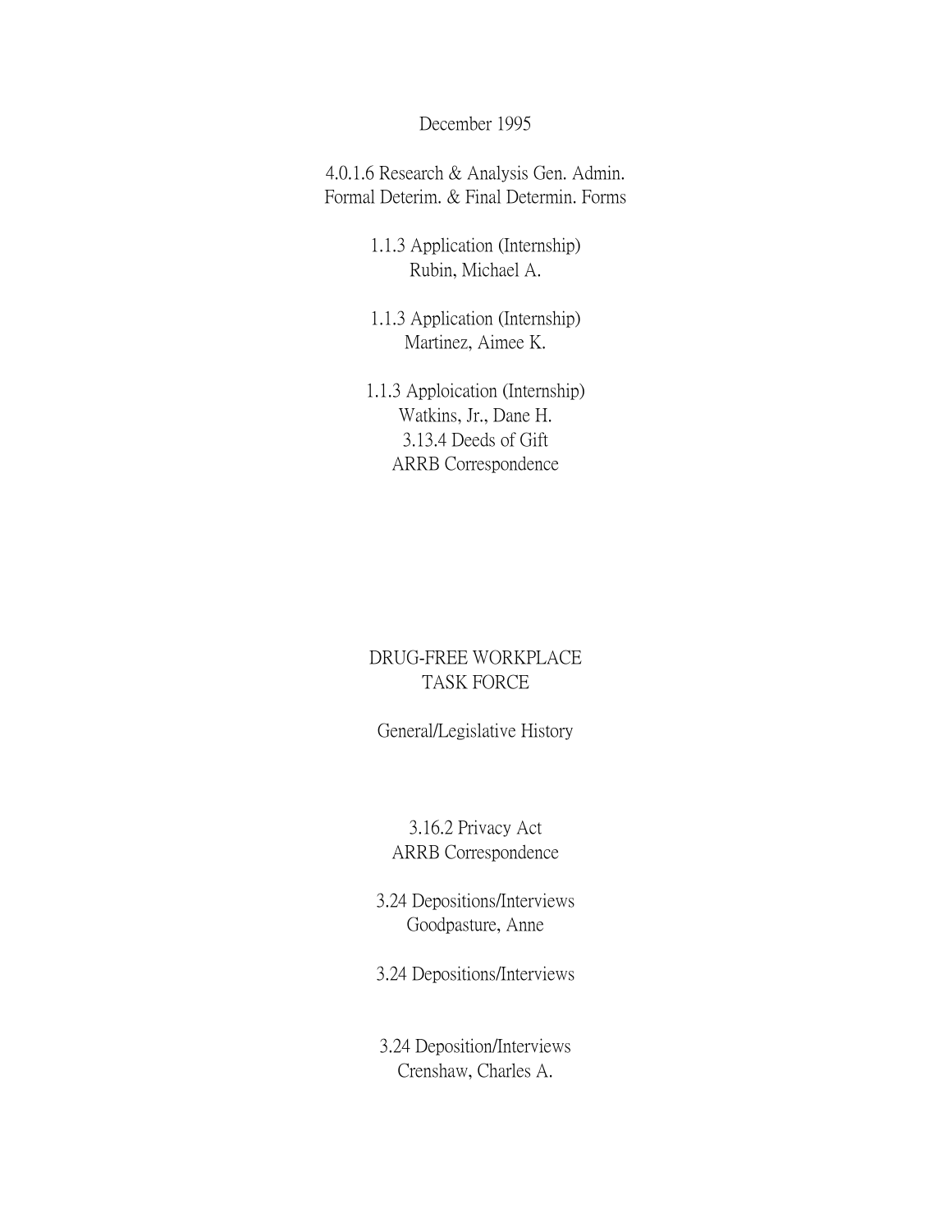December 1995

4.0.1.6 Research & Analysis Gen. Admin.
Formal Deterim. & Final Determin. Forms

1.1.3 Application (Internship)
Rubin, Michael A.

1.1.3 Application (Internship)
Martinez, Aimee K.

1.1.3 Apploication (Internship)
Watkins, Jr., Dane H.
3.13.4 Deeds of Gift
ARRB Correspondence

DRUG-FREE WORKPLACE
TASK FORCE

General/Legislative History

3.16.2 Privacy Act
ARRB Correspondence

3.24 Depositions/Interviews
Goodpasture, Anne

3.24 Depositions/Interviews

3.24 Deposition/Interviews
Crenshaw, Charles A.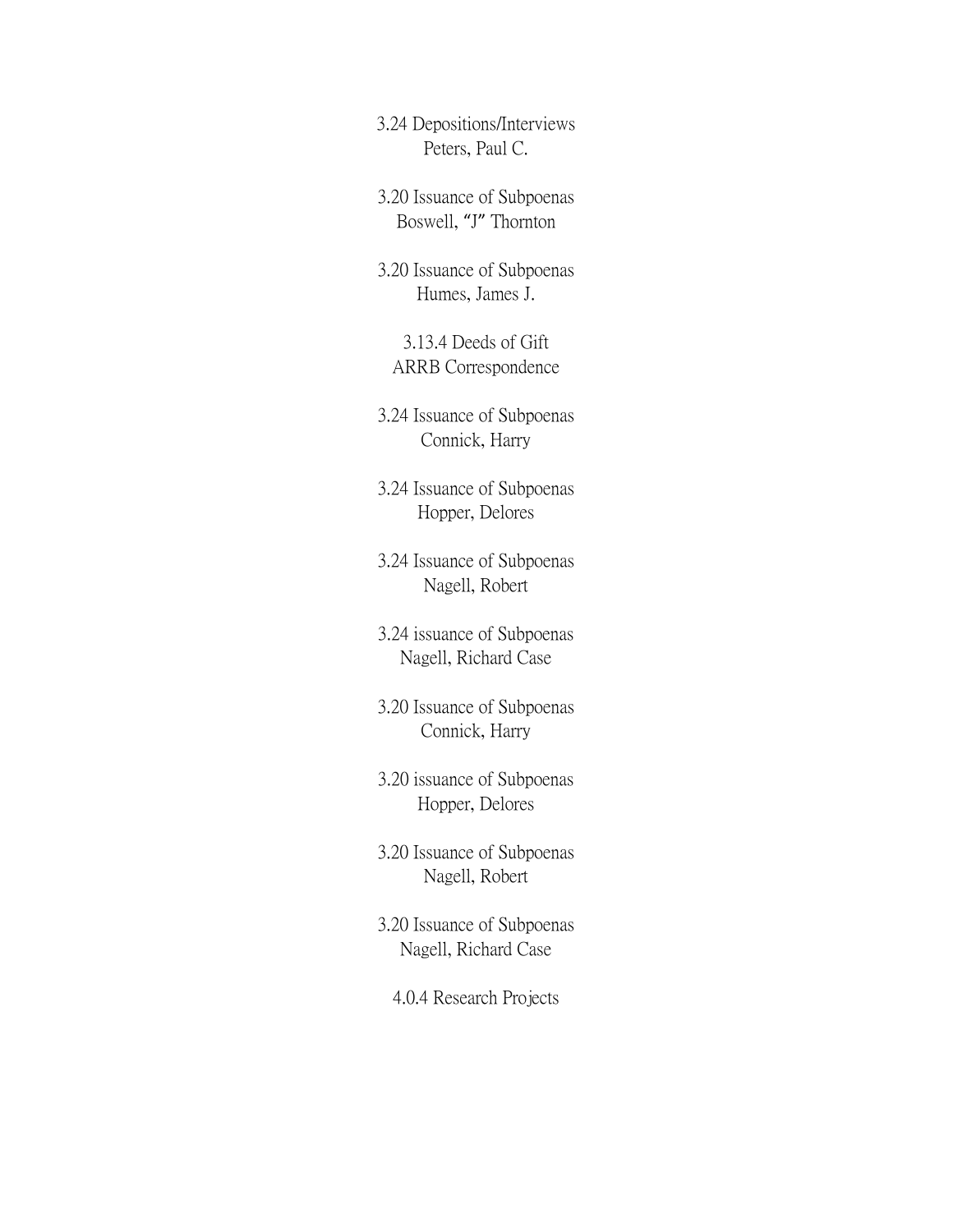3.24 Depositions/Interviews
Peters, Paul C.

3.20 Issuance of Subpoenas
Boswell, "J" Thornton

3.20 Issuance of Subpoenas
Humes, James J.

3.13.4 Deeds of Gift
ARRB Correspondence

3.24 Issuance of Subpoenas
Connick, Harry

3.24 Issuance of Subpoenas
Hopper, Delores

3.24 Issuance of Subpoenas
Nagell, Robert

3.24 issuance of Subpoenas
Nagell, Richard Case

3.20 Issuance of Subpoenas
Connick, Harry

3.20 issuance of Subpoenas
Hopper, Delores

3.20 Issuance of Subpoenas
Nagell, Robert

3.20 Issuance of Subpoenas
Nagell, Richard Case

4.0.4 Research Projects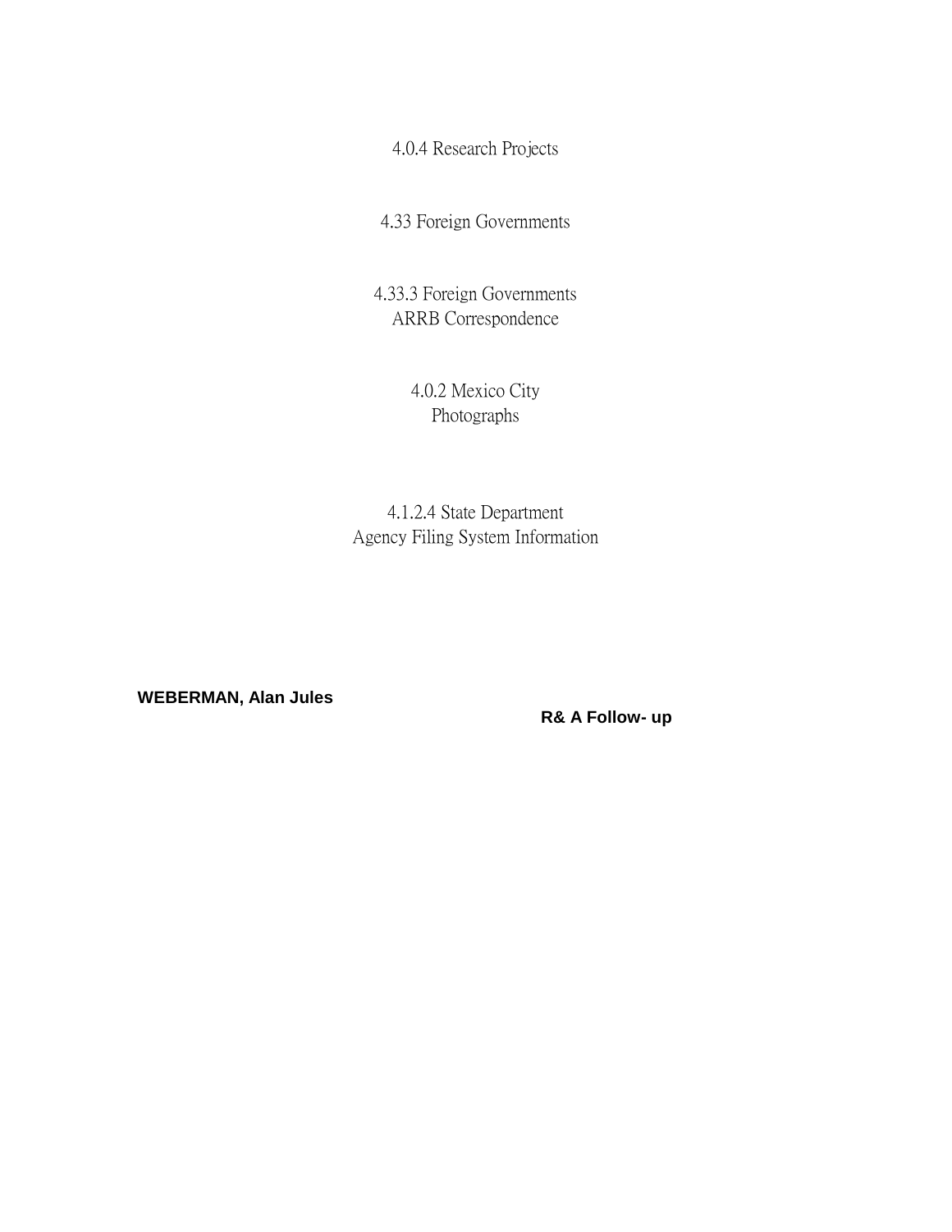4.0.4 Research Projects

4.33 Foreign Governments

4.33.3 Foreign Governments
ARRB Correspondence

4.0.2 Mexico City
Photographs

4.1.2.4 State Department
Agency Filing System Information

**WEBERMAN, Alan Jules**

**R& A Follow- up**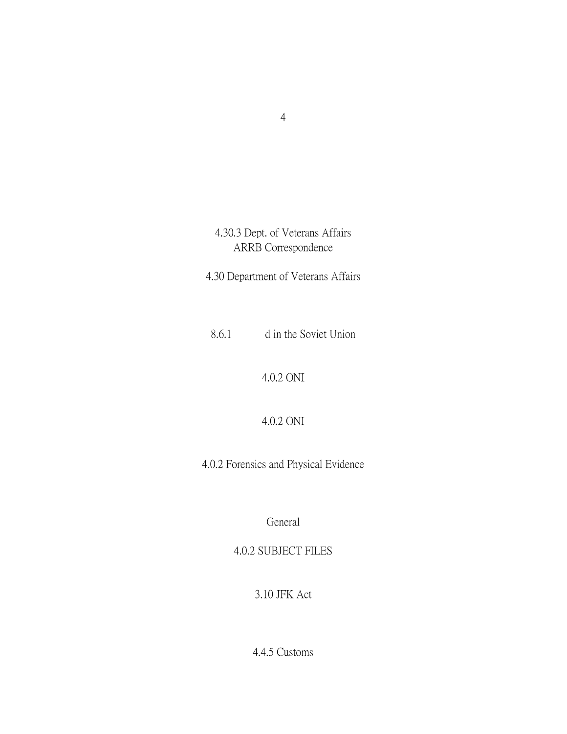4.30.3 Dept. of Veterans Affairs
ARRB Correspondence

4.30 Department of Veterans Affairs

8.6.1 d in the Soviet Union

4.0.2 ONI

4.0.2 ONI

4.0.2 Forensics and Physical Evidence

General

4.0.2 SUBJECT FILES

3.10 JFK Act

4.4.5 Customs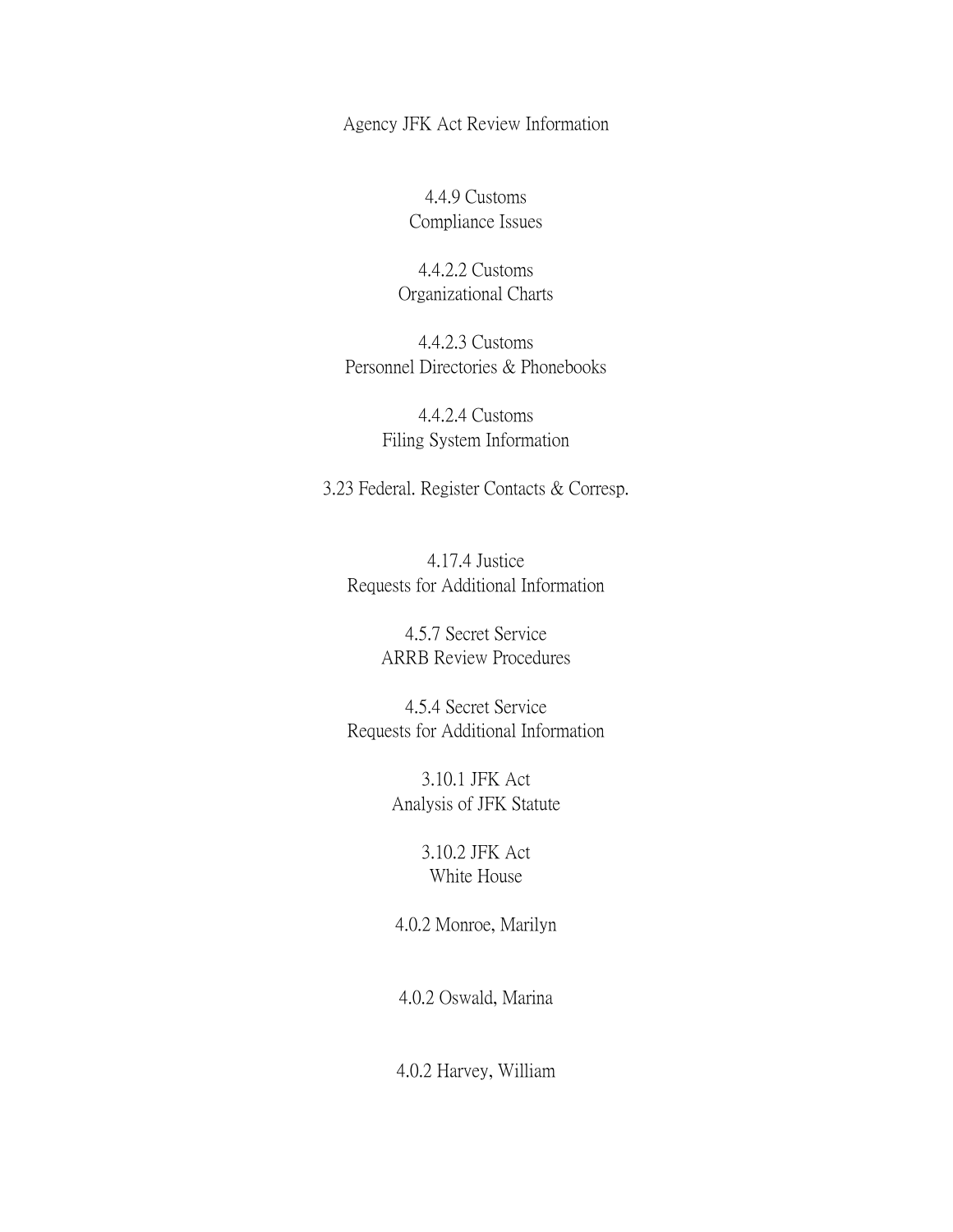Agency JFK Act Review Information

4.4.9 Customs
Compliance Issues

4.4.2.2 Customs
Organizational Charts

4.4.2.3 Customs
Personnel Directories & Phonebooks

4.4.2.4 Customs
Filing System Information

3.23 Federal. Register Contacts & Corresp.

4.17.4 Justice
Requests for Additional Information

4.5.7 Secret Service
ARRB Review Procedures

4.5.4 Secret Service
Requests for Additional Information

3.10.1 JFK Act
Analysis of JFK Statute

3.10.2 JFK Act
White House

4.0.2 Monroe, Marilyn

4.0.2 Oswald, Marina

4.0.2 Harvey, William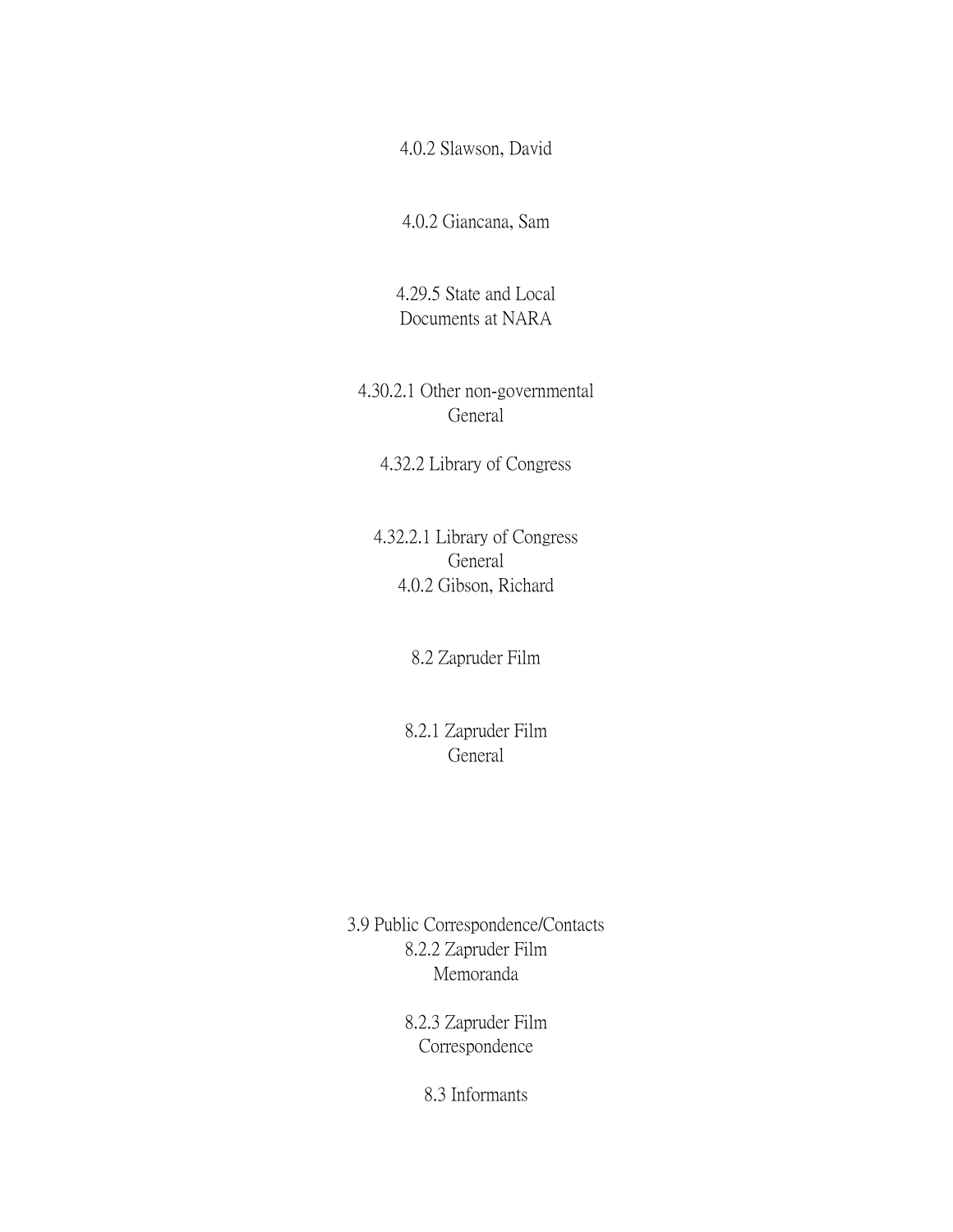4.0.2 Slawson, David

4.0.2 Giancana, Sam

4.29.5 State and Local
Documents at NARA

4.30.2.1 Other non-governmental
General

4.32.2 Library of Congress

4.32.2.1 Library of Congress
General
4.0.2 Gibson, Richard

8.2 Zapruder Film

8.2.1 Zapruder Film
General

3.9 Public Correspondence/Contacts
8.2.2 Zapruder Film
Memoranda

8.2.3 Zapruder Film
Correspondence

8.3 Informants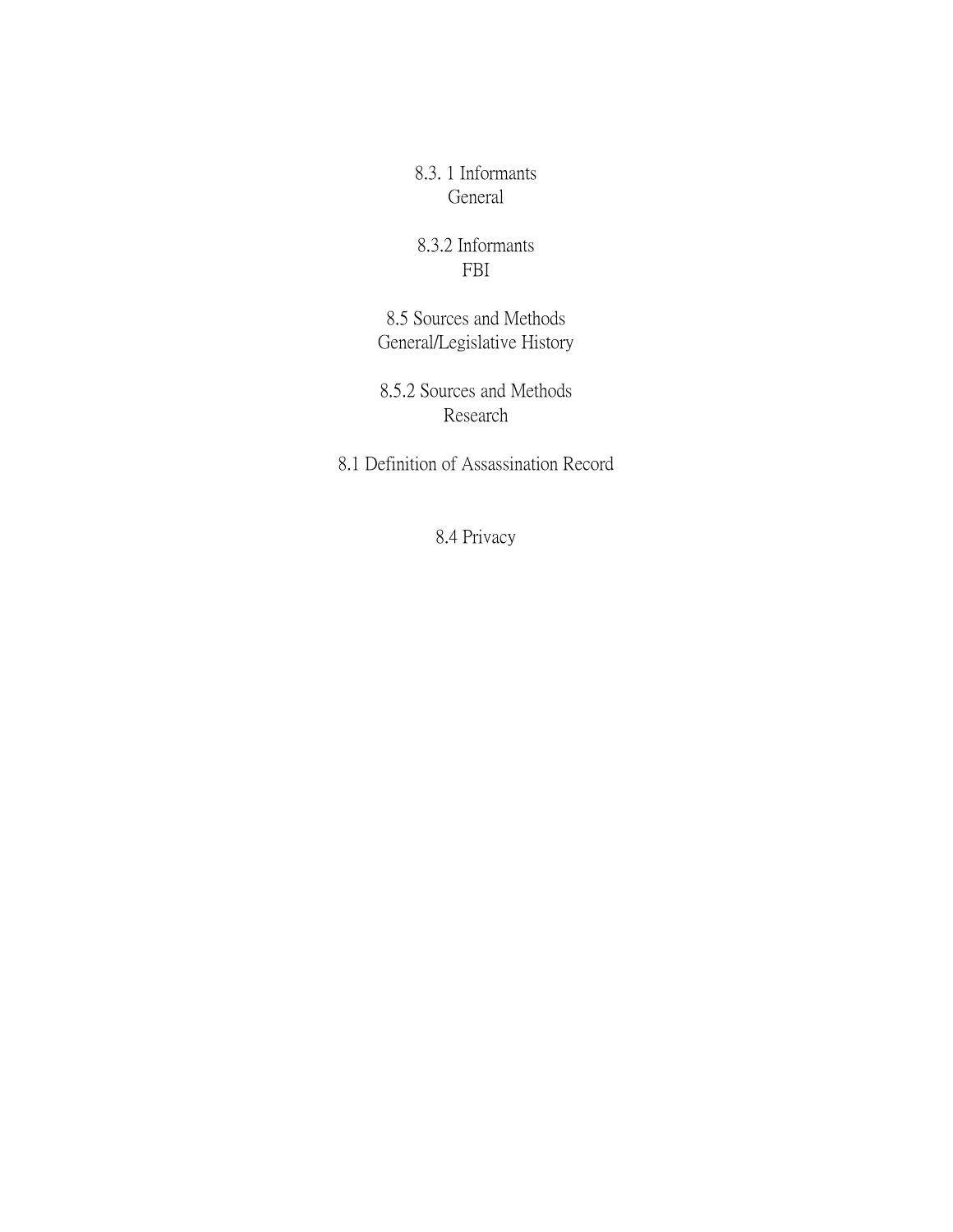8.3. 1 Informants
General

8.3.2 Informants
FBI

8.5 Sources and Methods
General/Legislative History

8.5.2 Sources and Methods
Research

8.1 Definition of Assassination Record

8.4 Privacy